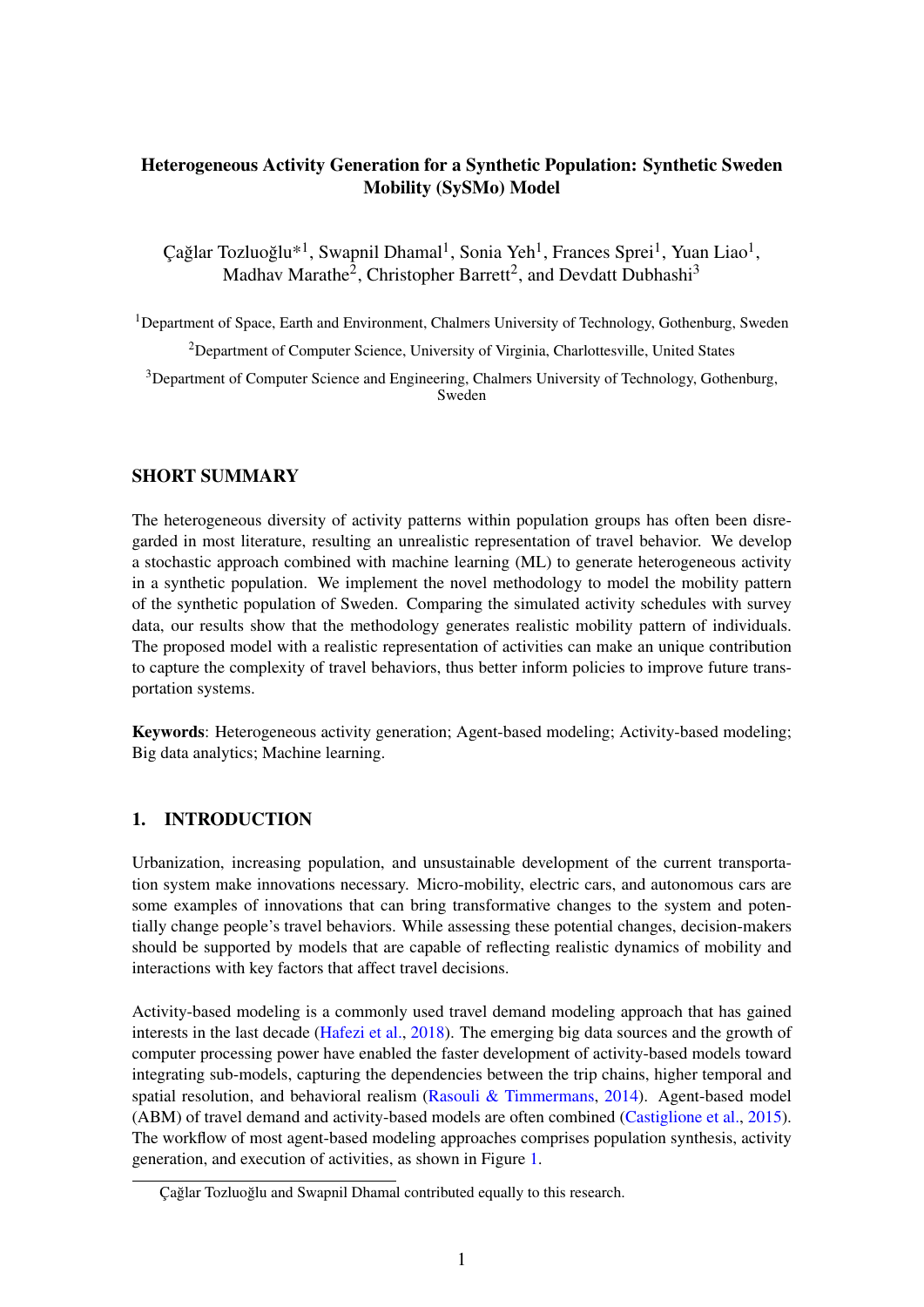# Heterogeneous Activity Generation for a Synthetic Population: Synthetic Sweden Mobility (SySMo) Model

Çağlar Tozluoğlu*[1], Swapnil Dhamal[1], Sonia Yeh[1], Frances Sprei[1], Yuan Liao[1], Madhav Marathe[2], Christopher Barrett[2], and Devdatt Dubhashi[3]

[1]Department of Space, Earth and Environment, Chalmers University of Technology, Gothenburg, Sweden

[2]Department of Computer Science, University of Virginia, Charlottesville, United States

[3]Department of Computer Science and Engineering, Chalmers University of Technology, Gothenburg, Sweden

## SHORT SUMMARY

The heterogeneous diversity of activity patterns within population groups has often been disregarded in most literature, resulting an unrealistic representation of travel behavior. We develop a stochastic approach combined with machine learning (ML) to generate heterogeneous activity in a synthetic population. We implement the novel methodology to model the mobility pattern of the synthetic population of Sweden. Comparing the simulated activity schedules with survey data, our results show that the methodology generates realistic mobility pattern of individuals. The proposed model with a realistic representation of activities can make an unique contribution to capture the complexity of travel behaviors, thus better inform policies to improve future transportation systems.

**Keywords**: Heterogeneous activity generation; Agent-based modeling; Activity-based modeling; Big data analytics; Machine learning.

## 1. INTRODUCTION

Urbanization, increasing population, and unsustainable development of the current transportation system make innovations necessary. Micro-mobility, electric cars, and autonomous cars are some examples of innovations that can bring transformative changes to the system and potentially change people's travel behaviors. While assessing these potential changes, decision-makers should be supported by models that are capable of reflecting realistic dynamics of mobility and interactions with key factors that affect travel decisions.

Activity-based modeling is a commonly used travel demand modeling approach that has gained interests in the last decade (Hafezi et al., 2018). The emerging big data sources and the growth of computer processing power have enabled the faster development of activity-based models toward integrating sub-models, capturing the dependencies between the trip chains, higher temporal and spatial resolution, and behavioral realism (Rasouli & Timmermans, 2014). Agent-based model (ABM) of travel demand and activity-based models are often combined (Castiglione et al., 2015). The workflow of most agent-based modeling approaches comprises population synthesis, activity generation, and execution of activities, as shown in Figure 1.

Çağlar Tozluoğlu and Swapnil Dhamal contributed equally to this research.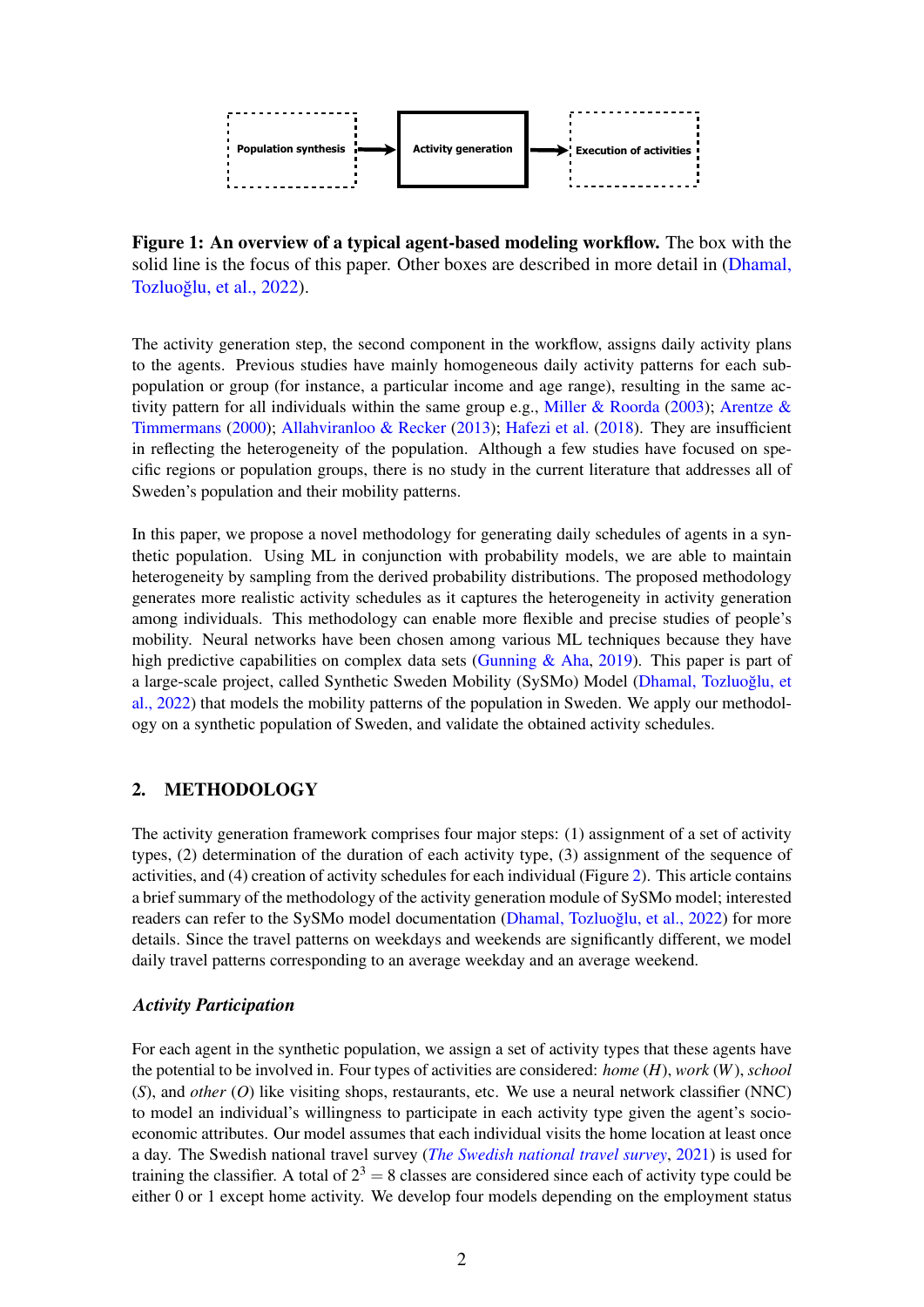Population synthesis → **Activity generation** → Execution of activities

**Figure 1: An overview of a typical agent-based modeling workflow.** The box with the solid line is the focus of this paper. Other boxes are described in more detail in (Dhamal, Tozluoğlu, et al., 2022).

The activity generation step, the second component in the workflow, assigns daily activity plans to the agents. Previous studies have mainly homogeneous daily activity patterns for each subpopulation or group (for instance, a particular income and age range), resulting in the same activity pattern for all individuals within the same group e.g., Miller & Roorda (2003); Arentze & Timmermans (2000); Allahviranloo & Recker (2013); Hafezi et al. (2018). They are insufficient in reflecting the heterogeneity of the population. Although a few studies have focused on specific regions or population groups, there is no study in the current literature that addresses all of Sweden's population and their mobility patterns.

In this paper, we propose a novel methodology for generating daily schedules of agents in a synthetic population. Using ML in conjunction with probability models, we are able to maintain heterogeneity by sampling from the derived probability distributions. The proposed methodology generates more realistic activity schedules as it captures the heterogeneity in activity generation among individuals. This methodology can enable more flexible and precise studies of people's mobility. Neural networks have been chosen among various ML techniques because they have high predictive capabilities on complex data sets (Gunning & Aha, 2019). This paper is part of a large-scale project, called Synthetic Sweden Mobility (SySMo) Model (Dhamal, Tozluoğlu, et al., 2022) that models the mobility patterns of the population in Sweden. We apply our methodology on a synthetic population of Sweden, and validate the obtained activity schedules.

## 2. METHODOLOGY

The activity generation framework comprises four major steps: (1) assignment of a set of activity types, (2) determination of the duration of each activity type, (3) assignment of the sequence of activities, and (4) creation of activity schedules for each individual (Figure 2). This article contains a brief summary of the methodology of the activity generation module of SySMo model; interested readers can refer to the SySMo model documentation (Dhamal, Tozluoğlu, et al., 2022) for more details. Since the travel patterns on weekdays and weekends are significantly different, we model daily travel patterns corresponding to an average weekday and an average weekend.

### *Activity Participation*

For each agent in the synthetic population, we assign a set of activity types that these agents have the potential to be involved in. Four types of activities are considered: *home* ($H$), *work* ($W$), *school* ($S$), and *other* ($O$) like visiting shops, restaurants, etc. We use a neural network classifier (NNC) to model an individual's willingness to participate in each activity type given the agent's socio-economic attributes. Our model assumes that each individual visits the home location at least once a day. The Swedish national travel survey (*The Swedish national travel survey*, 2021) is used for training the classifier. A total of $2^3 = 8$ classes are considered since each of activity type could be either 0 or 1 except home activity. We develop four models depending on the employment status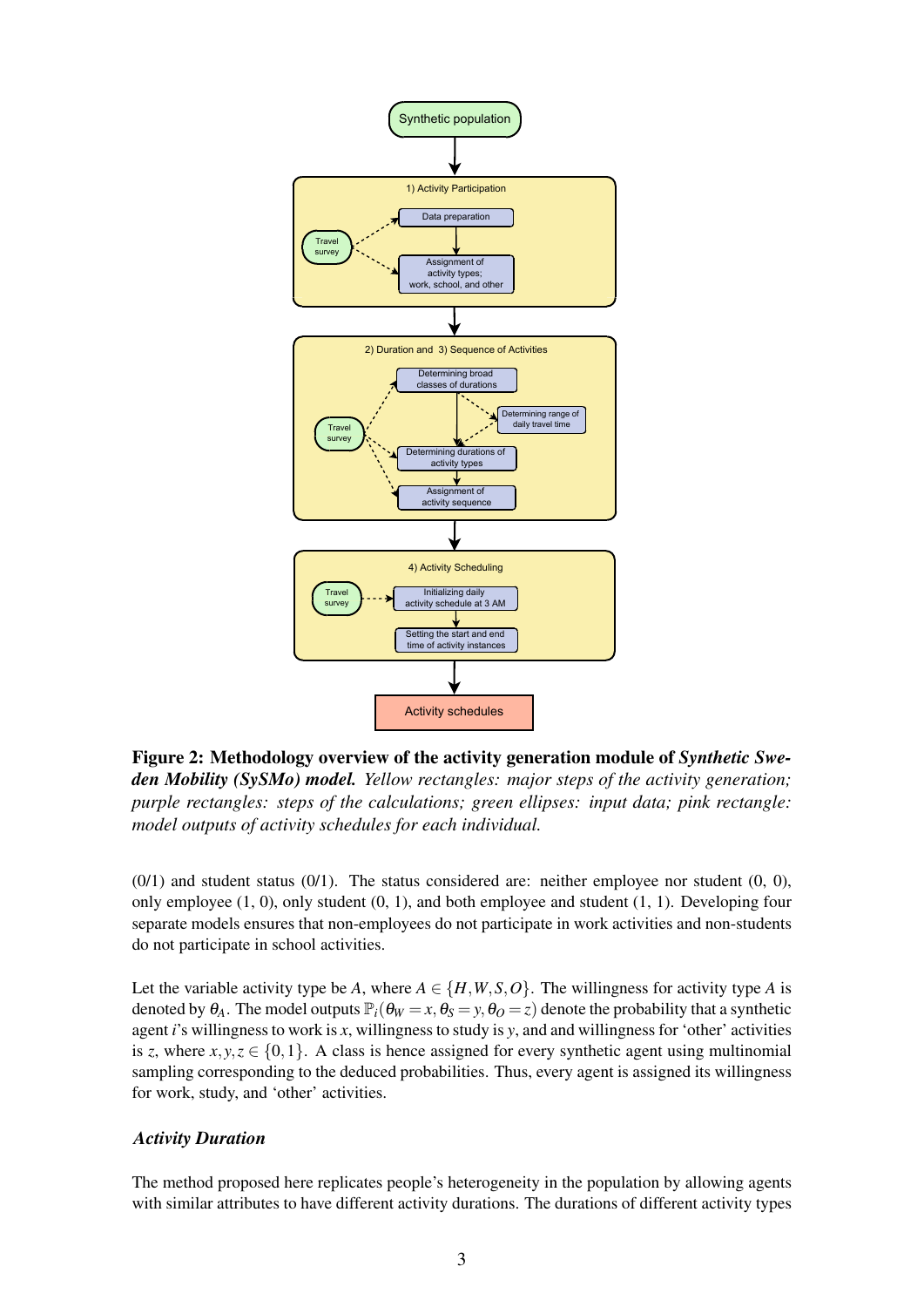**Figure 2: Methodology overview of the activity generation module of *Synthetic Sweden Mobility (SySMo) model.*** *Yellow rectangles: major steps of the activity generation; purple rectangles: steps of the calculations; green ellipses: input data; pink rectangle: model outputs of activity schedules for each individual.*

(0/1) and student status (0/1). The status considered are: neither employee nor student (0, 0), only employee (1, 0), only student (0, 1), and both employee and student (1, 1). Developing four separate models ensures that non-employees do not participate in work activities and non-students do not participate in school activities.

Let the variable activity type be $A$, where $A \in \{H, W, S, O\}$. The willingness for activity type $A$ is denoted by $\theta_A$. The model outputs $\mathbb{P}_i(\theta_W = x, \theta_S = y, \theta_O = z)$ denote the probability that a synthetic agent $i$'s willingness to work is $x$, willingness to study is $y$, and and willingness for 'other' activities is $z$, where $x, y, z \in \{0, 1\}$. A class is hence assigned for every synthetic agent using multinomial sampling corresponding to the deduced probabilities. Thus, every agent is assigned its willingness for work, study, and 'other' activities.

### *Activity Duration*

The method proposed here replicates people's heterogeneity in the population by allowing agents with similar attributes to have different activity durations. The durations of different activity types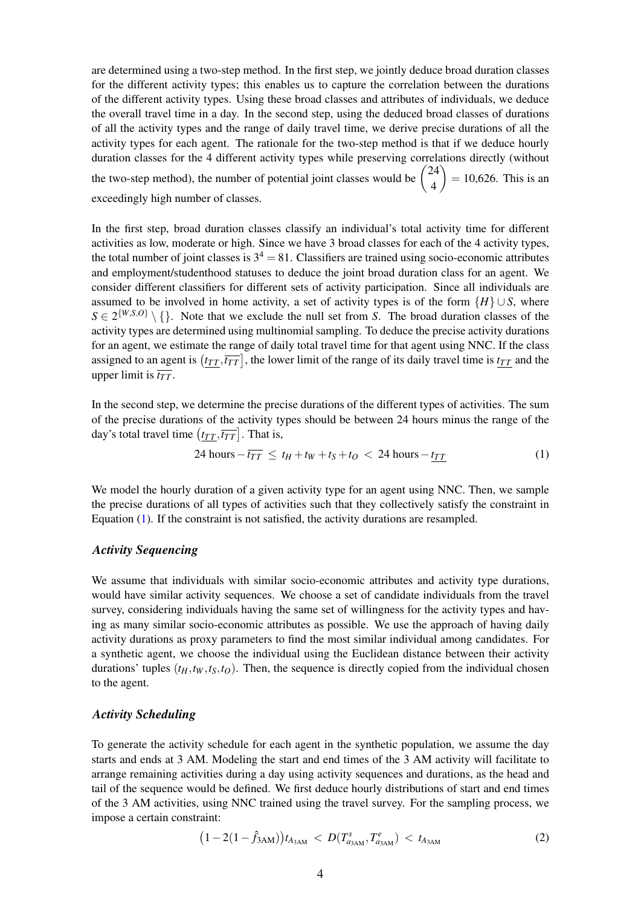are determined using a two-step method. In the first step, we jointly deduce broad duration classes for the different activity types; this enables us to capture the correlation between the durations of the different activity types. Using these broad classes and attributes of individuals, we deduce the overall travel time in a day. In the second step, using the deduced broad classes of durations of all the activity types and the range of daily travel time, we derive precise durations of all the activity types for each agent. The rationale for the two-step method is that if we deduce hourly duration classes for the 4 different activity types while preserving correlations directly (without the two-step method), the number of potential joint classes would be $\binom{24}{4} = 10{,}626$. This is an exceedingly high number of classes.

In the first step, broad duration classes classify an individual's total activity time for different activities as low, moderate or high. Since we have 3 broad classes for each of the 4 activity types, the total number of joint classes is $3^4 = 81$. Classifiers are trained using socio-economic attributes and employment/studenthood statuses to deduce the joint broad duration class for an agent. We consider different classifiers for different sets of activity participation. Since all individuals are assumed to be involved in home activity, a set of activity types is of the form $\{H\} \cup S$, where $S \in 2^{\{W,S,O\}} \setminus \{\}$. Note that we exclude the null set from $S$. The broad duration classes of the activity types are determined using multinomial sampling. To deduce the precise activity durations for an agent, we estimate the range of daily total travel time for that agent using NNC. If the class assigned to an agent is $\left(\underline{t_{TT}}, \overline{t_{TT}}\right]$, the lower limit of the range of its daily travel time is $\underline{t_{TT}}$ and the upper limit is $\overline{t_{TT}}$.

In the second step, we determine the precise durations of the different types of activities. The sum of the precise durations of the activity types should be between 24 hours minus the range of the day's total travel time $\left(\underline{t_{TT}}, \overline{t_{TT}}\right]$. That is,

$$24 \text{ hours} - \overline{t_{TT}} \; \leq \; t_H + t_W + t_S + t_O \; < \; 24 \text{ hours} - \underline{t_{TT}} \tag{1}$$

We model the hourly duration of a given activity type for an agent using NNC. Then, we sample the precise durations of all types of activities such that they collectively satisfy the constraint in Equation (1). If the constraint is not satisfied, the activity durations are resampled.

### *Activity Sequencing*

We assume that individuals with similar socio-economic attributes and activity type durations, would have similar activity sequences. We choose a set of candidate individuals from the travel survey, considering individuals having the same set of willingness for the activity types and having as many similar socio-economic attributes as possible. We use the approach of having daily activity durations as proxy parameters to find the most similar individual among candidates. For a synthetic agent, we choose the individual using the Euclidean distance between their activity durations' tuples $(t_H, t_W, t_S, t_O)$. Then, the sequence is directly copied from the individual chosen to the agent.

### *Activity Scheduling*

To generate the activity schedule for each agent in the synthetic population, we assume the day starts and ends at 3 AM. Modeling the start and end times of the 3 AM activity will facilitate to arrange remaining activities during a day using activity sequences and durations, as the head and tail of the sequence would be defined. We first deduce hourly distributions of start and end times of the 3 AM activities, using NNC trained using the travel survey. For the sampling process, we impose a certain constraint:

$$\left(1 - 2(1 - \hat{f}_{3\text{AM}})\right) t_{A_{3\text{AM}}} \; < \; D(T^s_{a_{3\text{AM}}}, T^e_{a_{3\text{AM}}}) \; < \; t_{A_{3\text{AM}}} \tag{2}$$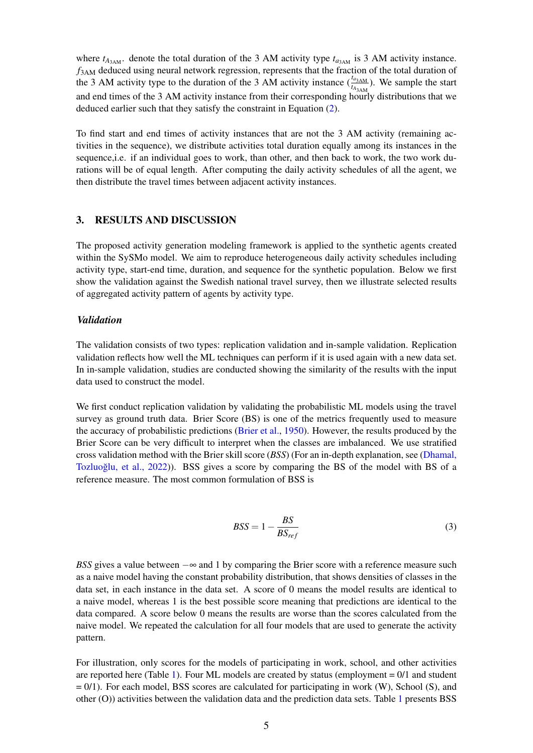where $t_{A_{3AM}}$. denote the total duration of the 3 AM activity type $t_{a_{3AM}}$ is 3 AM activity instance. $f_{3AM}$ deduced using neural network regression, represents that the fraction of the total duration of the 3 AM activity type to the duration of the 3 AM activity instance ($\frac{t_{a_{3AM}}}{t_{A_{3AM}}}$). We sample the start and end times of the 3 AM activity instance from their corresponding hourly distributions that we deduced earlier such that they satisfy the constraint in Equation (2).

To find start and end times of activity instances that are not the 3 AM activity (remaining activities in the sequence), we distribute activities total duration equally among its instances in the sequence,i.e. if an individual goes to work, than other, and then back to work, the two work durations will be of equal length. After computing the daily activity schedules of all the agent, we then distribute the travel times between adjacent activity instances.

## 3. RESULTS AND DISCUSSION

The proposed activity generation modeling framework is applied to the synthetic agents created within the SySMo model. We aim to reproduce heterogeneous daily activity schedules including activity type, start-end time, duration, and sequence for the synthetic population. Below we first show the validation against the Swedish national travel survey, then we illustrate selected results of aggregated activity pattern of agents by activity type.

### *Validation*

The validation consists of two types: replication validation and in-sample validation. Replication validation reflects how well the ML techniques can perform if it is used again with a new data set. In in-sample validation, studies are conducted showing the similarity of the results with the input data used to construct the model.

We first conduct replication validation by validating the probabilistic ML models using the travel survey as ground truth data. Brier Score (BS) is one of the metrics frequently used to measure the accuracy of probabilistic predictions (Brier et al., 1950). However, the results produced by the Brier Score can be very difficult to interpret when the classes are imbalanced. We use stratified cross validation method with the Brier skill score (*BSS*) (For an in-depth explanation, see (Dhamal, Tozluoğlu, et al., 2022)). BSS gives a score by comparing the BS of the model with BS of a reference measure. The most common formulation of BSS is

$$BSS = 1 - \frac{BS}{BS_{ref}} \tag{3}$$

*BSS* gives a value between $-\infty$ and 1 by comparing the Brier score with a reference measure such as a naive model having the constant probability distribution, that shows densities of classes in the data set, in each instance in the data set. A score of 0 means the model results are identical to a naive model, whereas 1 is the best possible score meaning that predictions are identical to the data compared. A score below 0 means the results are worse than the scores calculated from the naive model. We repeated the calculation for all four models that are used to generate the activity pattern.

For illustration, only scores for the models of participating in work, school, and other activities are reported here (Table 1). Four ML models are created by status (employment = 0/1 and student = 0/1). For each model, BSS scores are calculated for participating in work (W), School (S), and other (O)) activities between the validation data and the prediction data sets. Table 1 presents BSS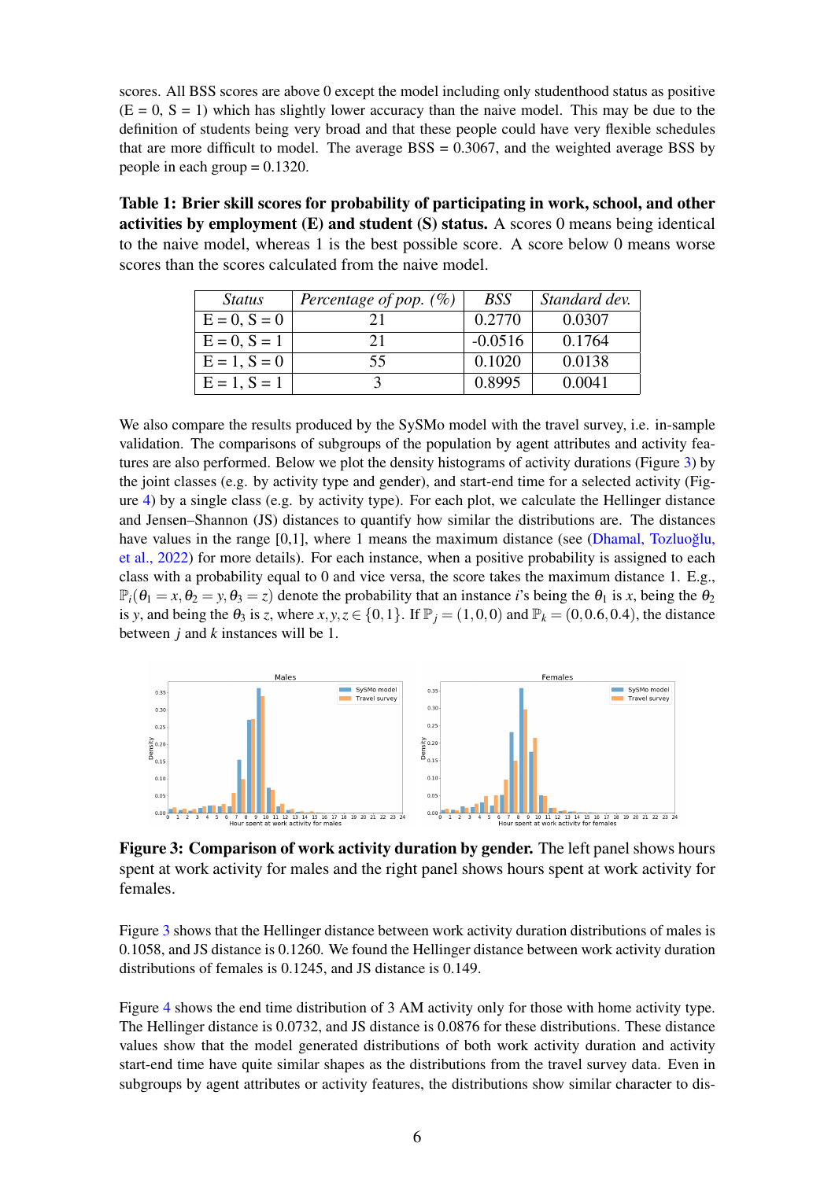scores. All BSS scores are above 0 except the model including only studenthood status as positive (E = 0, S = 1) which has slightly lower accuracy than the naive model. This may be due to the definition of students being very broad and that these people could have very flexible schedules that are more difficult to model. The average BSS = 0.3067, and the weighted average BSS by people in each group = 0.1320.

**Table 1: Brier skill scores for probability of participating in work, school, and other activities by employment (E) and student (S) status.** A scores 0 means being identical to the naive model, whereas 1 is the best possible score. A score below 0 means worse scores than the scores calculated from the naive model.

| *Status* | *Percentage of pop. (%)* | *BSS* | *Standard dev.* |
|---|---|---|---|
| E = 0, S = 0 | 21 | 0.2770 | 0.0307 |
| E = 0, S = 1 | 21 | -0.0516 | 0.1764 |
| E = 1, S = 0 | 55 | 0.1020 | 0.0138 |
| E = 1, S = 1 | 3 | 0.8995 | 0.0041 |

We also compare the results produced by the SySMo model with the travel survey, i.e. in-sample validation. The comparisons of subgroups of the population by agent attributes and activity features are also performed. Below we plot the density histograms of activity durations (Figure 3) by the joint classes (e.g. by activity type and gender), and start-end time for a selected activity (Figure 4) by a single class (e.g. by activity type). For each plot, we calculate the Hellinger distance and Jensen–Shannon (JS) distances to quantify how similar the distributions are. The distances have values in the range [0,1], where 1 means the maximum distance (see (Dhamal, Tozluoğlu, et al., 2022) for more details). For each instance, when a positive probability is assigned to each class with a probability equal to 0 and vice versa, the score takes the maximum distance 1. E.g., $\mathbb{P}_i(\theta_1 = x, \theta_2 = y, \theta_3 = z)$ denote the probability that an instance $i$'s being the $\theta_1$ is $x$, being the $\theta_2$ is $y$, and being the $\theta_3$ is $z$, where $x, y, z \in \{0, 1\}$. If $\mathbb{P}_j = (1, 0, 0)$ and $\mathbb{P}_k = (0, 0.6, 0.4)$, the distance between $j$ and $k$ instances will be 1.

**Figure 3: Comparison of work activity duration by gender.** The left panel shows hours spent at work activity for males and the right panel shows hours spent at work activity for females.

Figure 3 shows that the Hellinger distance between work activity duration distributions of males is 0.1058, and JS distance is 0.1260. We found the Hellinger distance between work activity duration distributions of females is 0.1245, and JS distance is 0.149.

Figure 4 shows the end time distribution of 3 AM activity only for those with home activity type. The Hellinger distance is 0.0732, and JS distance is 0.0876 for these distributions. These distance values show that the model generated distributions of both work activity duration and activity start-end time have quite similar shapes as the distributions from the travel survey data. Even in subgroups by agent attributes or activity features, the distributions show similar character to dis-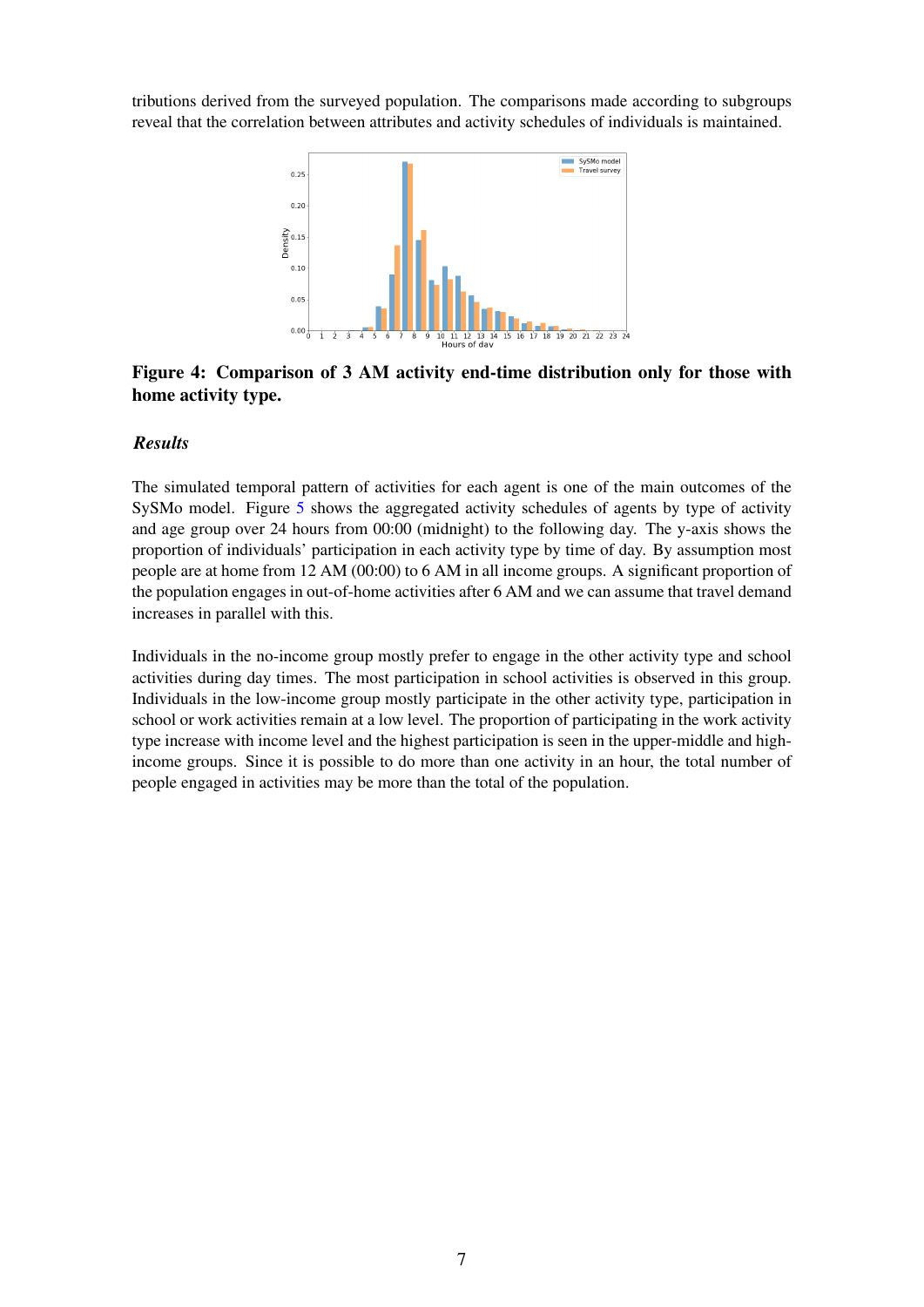tributions derived from the surveyed population. The comparisons made according to subgroups reveal that the correlation between attributes and activity schedules of individuals is maintained.

**Figure 4: Comparison of 3 AM activity end-time distribution only for those with home activity type.**

### *Results*

The simulated temporal pattern of activities for each agent is one of the main outcomes of the SySMo model. Figure 5 shows the aggregated activity schedules of agents by type of activity and age group over 24 hours from 00:00 (midnight) to the following day. The y-axis shows the proportion of individuals' participation in each activity type by time of day. By assumption most people are at home from 12 AM (00:00) to 6 AM in all income groups. A significant proportion of the population engages in out-of-home activities after 6 AM and we can assume that travel demand increases in parallel with this.

Individuals in the no-income group mostly prefer to engage in the other activity type and school activities during day times. The most participation in school activities is observed in this group. Individuals in the low-income group mostly participate in the other activity type, participation in school or work activities remain at a low level. The proportion of participating in the work activity type increase with income level and the highest participation is seen in the upper-middle and high-income groups. Since it is possible to do more than one activity in an hour, the total number of people engaged in activities may be more than the total of the population.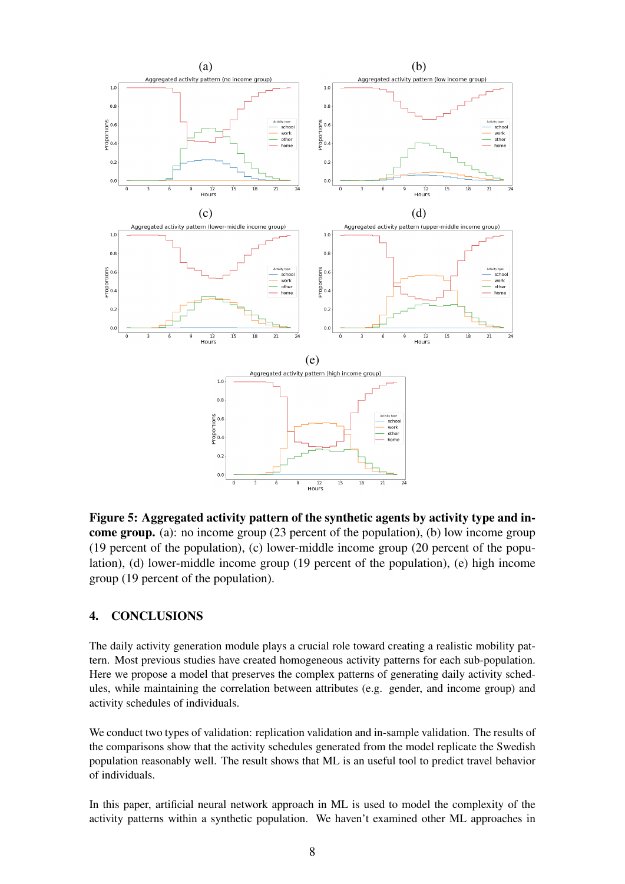**Figure 5: Aggregated activity pattern of the synthetic agents by activity type and income group.** (a): no income group (23 percent of the population), (b) low income group (19 percent of the population), (c) lower-middle income group (20 percent of the population), (d) lower-middle income group (19 percent of the population), (e) high income group (19 percent of the population).

## 4. CONCLUSIONS

The daily activity generation module plays a crucial role toward creating a realistic mobility pattern. Most previous studies have created homogeneous activity patterns for each sub-population. Here we propose a model that preserves the complex patterns of generating daily activity schedules, while maintaining the correlation between attributes (e.g. gender, and income group) and activity schedules of individuals.

We conduct two types of validation: replication validation and in-sample validation. The results of the comparisons show that the activity schedules generated from the model replicate the Swedish population reasonably well. The result shows that ML is an useful tool to predict travel behavior of individuals.

In this paper, artificial neural network approach in ML is used to model the complexity of the activity patterns within a synthetic population. We haven't examined other ML approaches in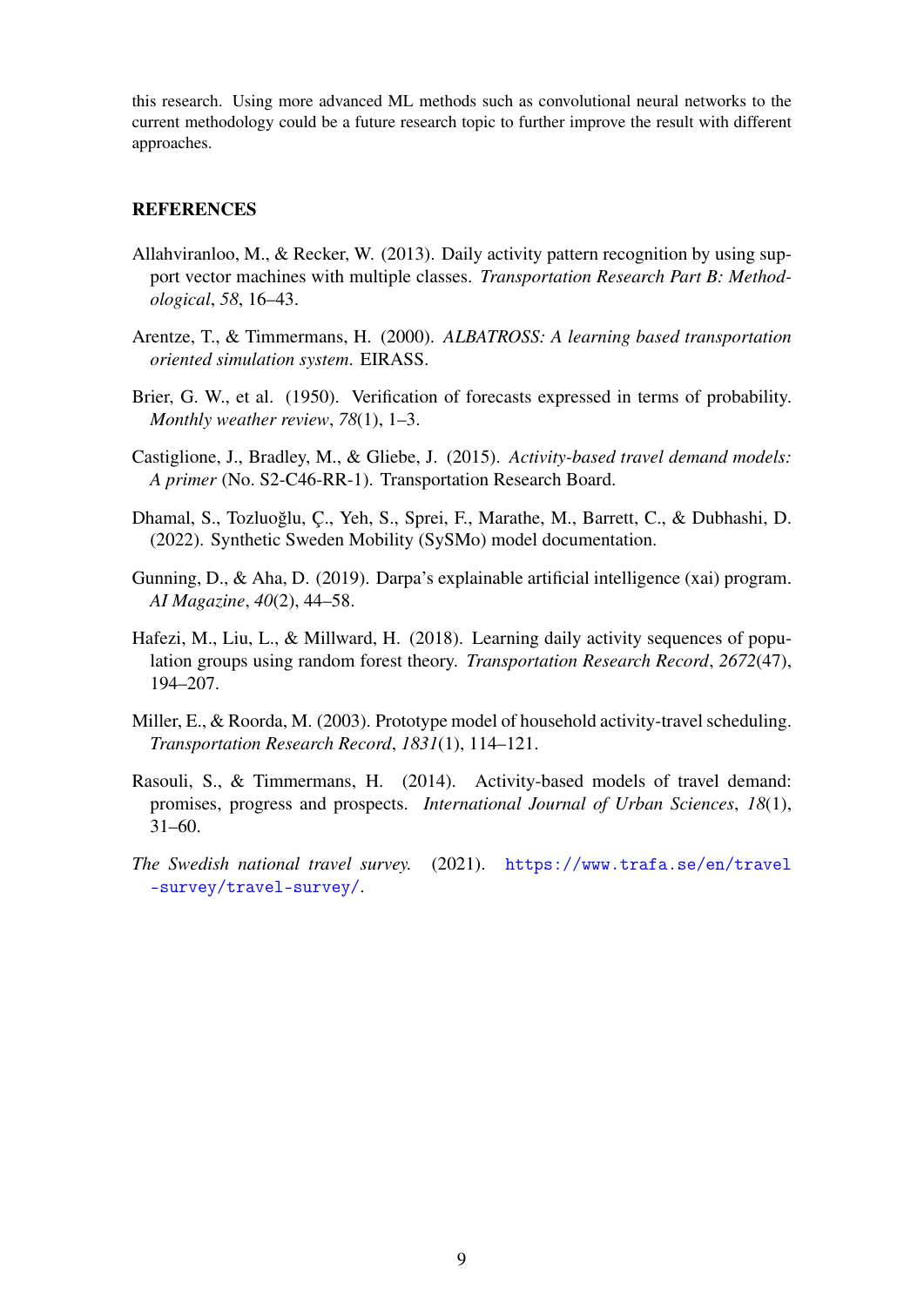this research. Using more advanced ML methods such as convolutional neural networks to the current methodology could be a future research topic to further improve the result with different approaches.

## REFERENCES

Allahviranloo, M., & Recker, W. (2013). Daily activity pattern recognition by using support vector machines with multiple classes. *Transportation Research Part B: Methodological*, *58*, 16–43.

Arentze, T., & Timmermans, H. (2000). *ALBATROSS: A learning based transportation oriented simulation system*. EIRASS.

Brier, G. W., et al. (1950). Verification of forecasts expressed in terms of probability. *Monthly weather review*, *78*(1), 1–3.

Castiglione, J., Bradley, M., & Gliebe, J. (2015). *Activity-based travel demand models: A primer* (No. S2-C46-RR-1). Transportation Research Board.

Dhamal, S., Tozluoğlu, Ç., Yeh, S., Sprei, F., Marathe, M., Barrett, C., & Dubhashi, D. (2022). Synthetic Sweden Mobility (SySMo) model documentation.

Gunning, D., & Aha, D. (2019). Darpa's explainable artificial intelligence (xai) program. *AI Magazine*, *40*(2), 44–58.

Hafezi, M., Liu, L., & Millward, H. (2018). Learning daily activity sequences of population groups using random forest theory. *Transportation Research Record*, *2672*(47), 194–207.

Miller, E., & Roorda, M. (2003). Prototype model of household activity-travel scheduling. *Transportation Research Record*, *1831*(1), 114–121.

Rasouli, S., & Timmermans, H. (2014). Activity-based models of travel demand: promises, progress and prospects. *International Journal of Urban Sciences*, *18*(1), 31–60.

*The Swedish national travel survey.* (2021). https://www.trafa.se/en/travel-survey/travel-survey/.